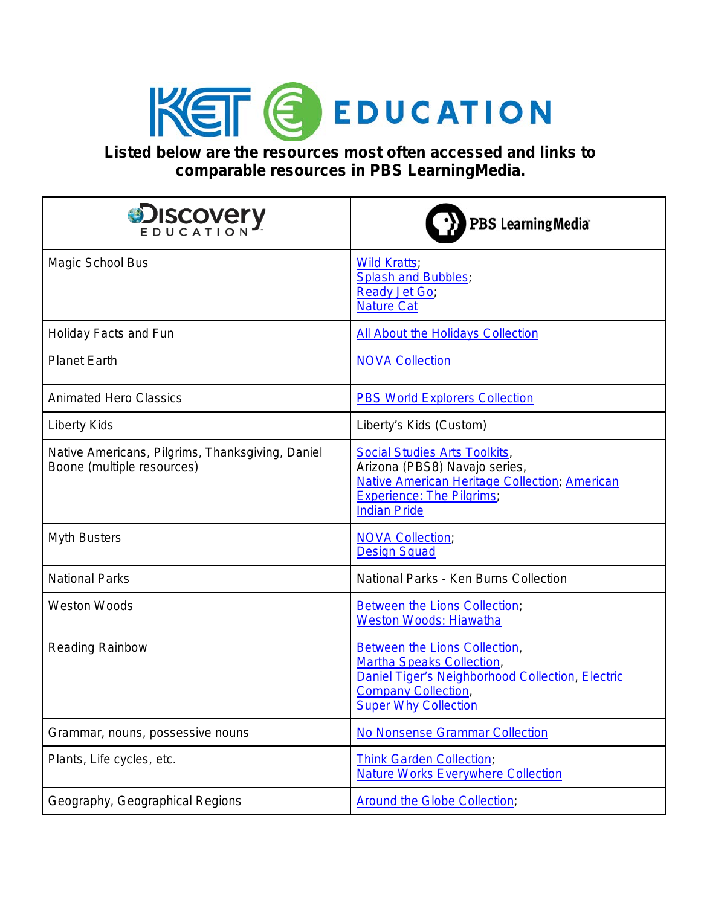# KET EDUCATION

**Listed below are the resources most often accessed and links to comparable resources in PBS LearningMedia.**

| Discovery Education | PBS LearningMedia |
|---|---|
| Magic School Bus | Wild Kratts; Splash and Bubbles; Ready Jet Go; Nature Cat |
| Holiday Facts and Fun | All About the Holidays Collection |
| Planet Earth | NOVA Collection |
| Animated Hero Classics | PBS World Explorers Collection |
| Liberty Kids | Liberty's Kids (Custom) |
| Native Americans, Pilgrims, Thanksgiving, Daniel Boone (multiple resources) | Social Studies Arts Toolkits, Arizona (PBS8) Navajo series, Native American Heritage Collection; American Experience: The Pilgrims; Indian Pride |
| Myth Busters | NOVA Collection; Design Squad |
| National Parks | National Parks - Ken Burns Collection |
| Weston Woods | Between the Lions Collection; Weston Woods: Hiawatha |
| Reading Rainbow | Between the Lions Collection, Martha Speaks Collection, Daniel Tiger's Neighborhood Collection, Electric Company Collection, Super Why Collection |
| Grammar, nouns, possessive nouns | No Nonsense Grammar Collection |
| Plants, Life cycles, etc. | Think Garden Collection; Nature Works Everywhere Collection |
| Geography, Geographical Regions | Around the Globe Collection; |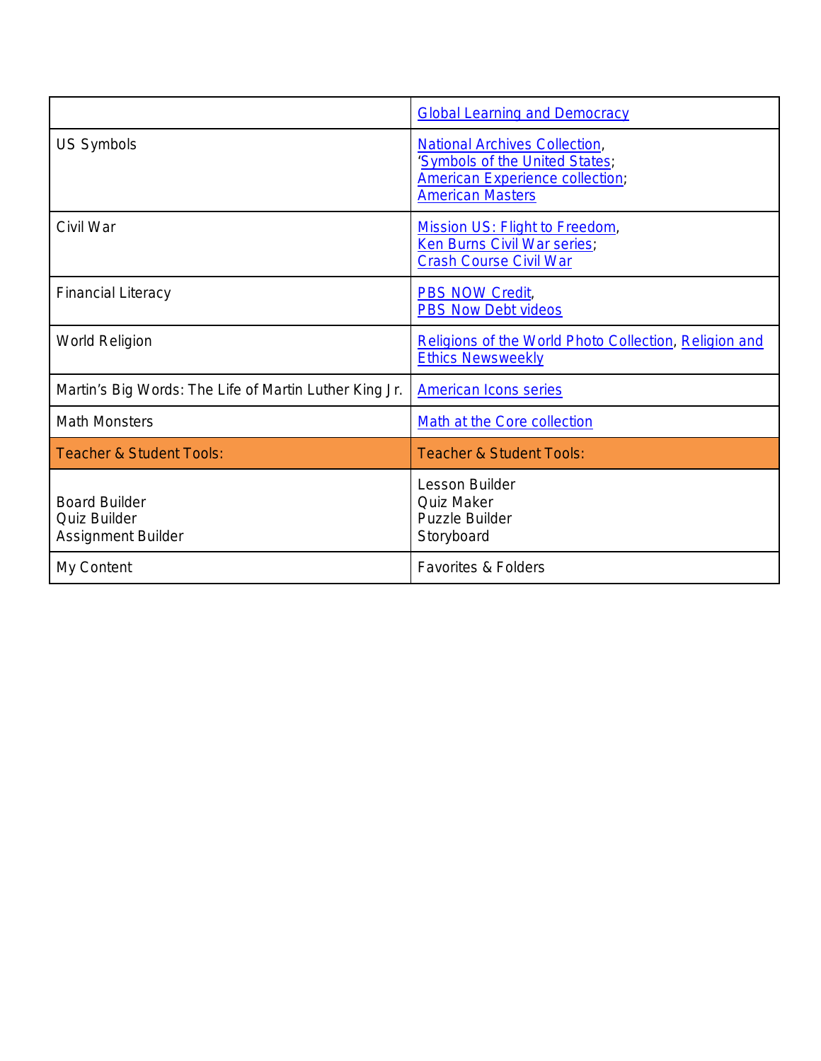| | |
|---|---|
| | Global Learning and Democracy |
| US Symbols | National Archives Collection, 'Symbols of the United States; American Experience collection; American Masters |
| Civil War | Mission US: Flight to Freedom, Ken Burns Civil War series; Crash Course Civil War |
| Financial Literacy | PBS NOW Credit, PBS Now Debt videos |
| World Religion | Religions of the World Photo Collection, Religion and Ethics Newsweekly |
| Martin's Big Words: The Life of Martin Luther King Jr. | American Icons series |
| Math Monsters | Math at the Core collection |
| Teacher & Student Tools: | Teacher & Student Tools: |
| Board Builder<br>Quiz Builder<br>Assignment Builder | Lesson Builder<br>Quiz Maker<br>Puzzle Builder<br>Storyboard |
| My Content | Favorites & Folders |